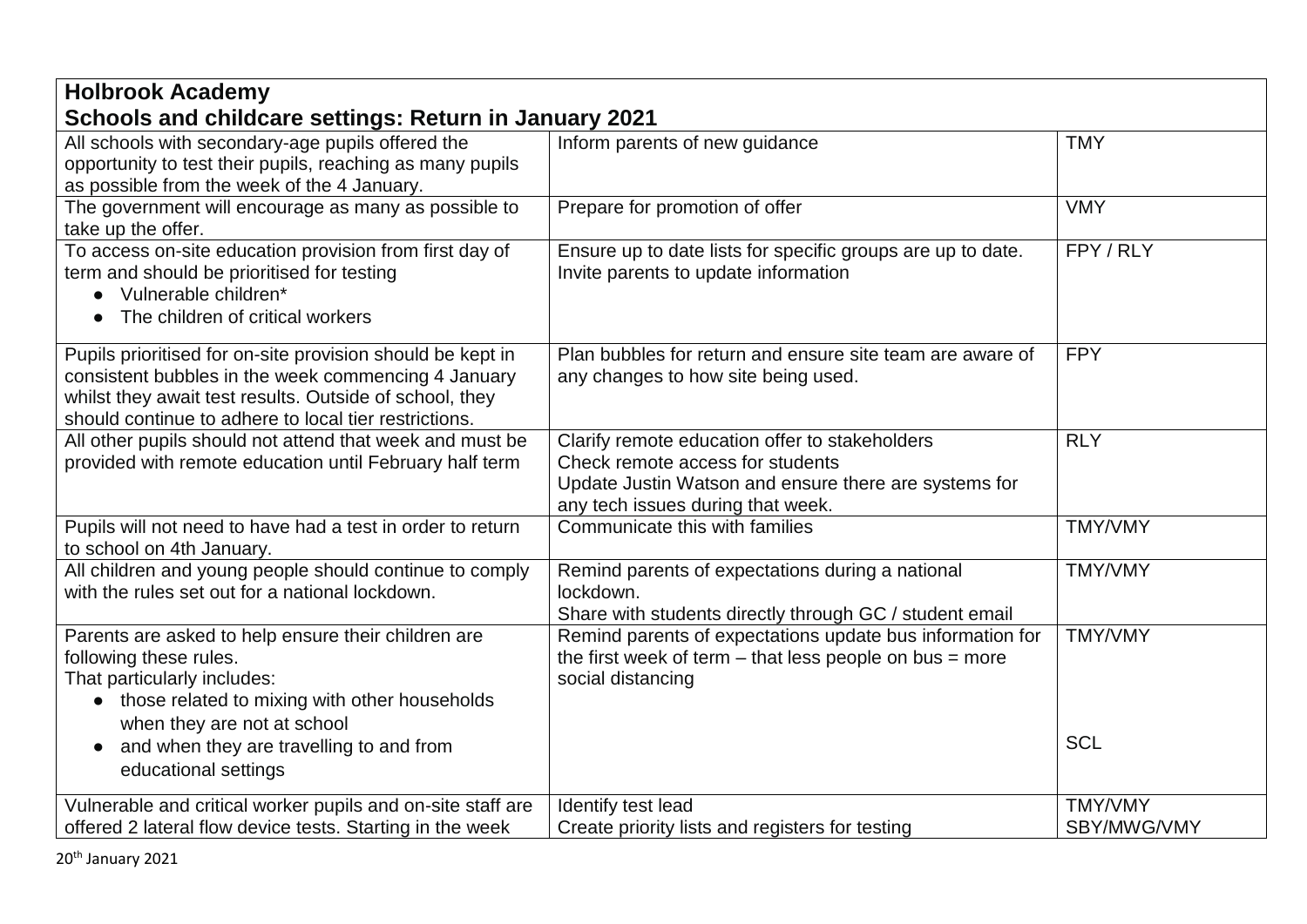**Holbrook Academy**
**Schools and childcare settings: Return in January 2021**

| | | |
|---|---|---|
| All schools with secondary-age pupils offered the opportunity to test their pupils, reaching as many pupils as possible from the week of the 4 January. | Inform parents of new guidance | TMY |
| The government will encourage as many as possible to take up the offer. | Prepare for promotion of offer | VMY |
| To access on-site education provision from first day of term and should be prioritised for testing<br>● Vulnerable children*<br>● The children of critical workers | Ensure up to date lists for specific groups are up to date. Invite parents to update information | FPY / RLY |
| Pupils prioritised for on-site provision should be kept in consistent bubbles in the week commencing 4 January whilst they await test results. Outside of school, they should continue to adhere to local tier restrictions. | Plan bubbles for return and ensure site team are aware of any changes to how site being used. | FPY |
| All other pupils should not attend that week and must be provided with remote education until February half term | Clarify remote education offer to stakeholders<br>Check remote access for students<br>Update Justin Watson and ensure there are systems for any tech issues during that week. | RLY |
| Pupils will not need to have had a test in order to return to school on 4th January. | Communicate this with families | TMY/VMY |
| All children and young people should continue to comply with the rules set out for a national lockdown. | Remind parents of expectations during a national lockdown.<br>Share with students directly through GC / student email | TMY/VMY |
| Parents are asked to help ensure their children are following these rules.<br>That particularly includes:<br>● those related to mixing with other households when they are not at school<br>● and when they are travelling to and from educational settings | Remind parents of expectations update bus information for the first week of term – that less people on bus = more social distancing | TMY/VMY<br><br>SCL |
| Vulnerable and critical worker pupils and on-site staff are offered 2 lateral flow device tests. Starting in the week | Identify test lead<br>Create priority lists and registers for testing | TMY/VMY<br>SBY/MWG/VMY |

20th January 2021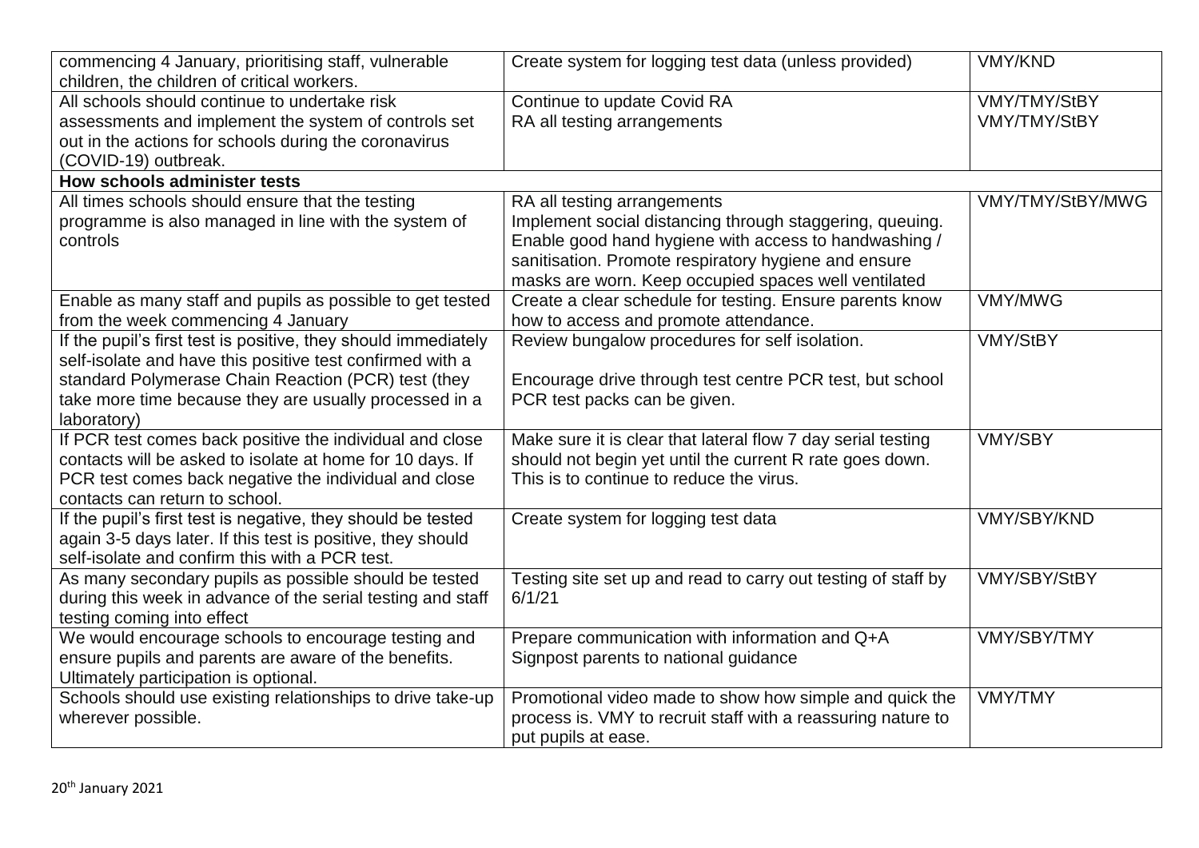| | | |
|---|---|---|
| commencing 4 January, prioritising staff, vulnerable children, the children of critical workers. | Create system for logging test data (unless provided) | VMY/KND |
| All schools should continue to undertake risk assessments and implement the system of controls set out in the actions for schools during the coronavirus (COVID-19) outbreak. | Continue to update Covid RA<br>RA all testing arrangements | VMY/TMY/StBY<br>VMY/TMY/StBY |
| **How schools administer tests** | | |
| All times schools should ensure that the testing programme is also managed in line with the system of controls | RA all testing arrangements<br>Implement social distancing through staggering, queuing. Enable good hand hygiene with access to handwashing / sanitisation. Promote respiratory hygiene and ensure masks are worn. Keep occupied spaces well ventilated | VMY/TMY/StBY/MWG |
| Enable as many staff and pupils as possible to get tested from the week commencing 4 January | Create a clear schedule for testing. Ensure parents know how to access and promote attendance. | VMY/MWG |
| If the pupil's first test is positive, they should immediately self-isolate and have this positive test confirmed with a standard Polymerase Chain Reaction (PCR) test (they take more time because they are usually processed in a laboratory) | Review bungalow procedures for self isolation.<br><br>Encourage drive through test centre PCR test, but school PCR test packs can be given. | VMY/StBY |
| If PCR test comes back positive the individual and close contacts will be asked to isolate at home for 10 days. If PCR test comes back negative the individual and close contacts can return to school. | Make sure it is clear that lateral flow 7 day serial testing should not begin yet until the current R rate goes down. This is to continue to reduce the virus. | VMY/SBY |
| If the pupil's first test is negative, they should be tested again 3-5 days later. If this test is positive, they should self-isolate and confirm this with a PCR test. | Create system for logging test data | VMY/SBY/KND |
| As many secondary pupils as possible should be tested during this week in advance of the serial testing and staff testing coming into effect | Testing site set up and read to carry out testing of staff by 6/1/21 | VMY/SBY/StBY |
| We would encourage schools to encourage testing and ensure pupils and parents are aware of the benefits. Ultimately participation is optional. | Prepare communication with information and Q+A<br>Signpost parents to national guidance | VMY/SBY/TMY |
| Schools should use existing relationships to drive take-up wherever possible. | Promotional video made to show how simple and quick the process is. VMY to recruit staff with a reassuring nature to put pupils at ease. | VMY/TMY |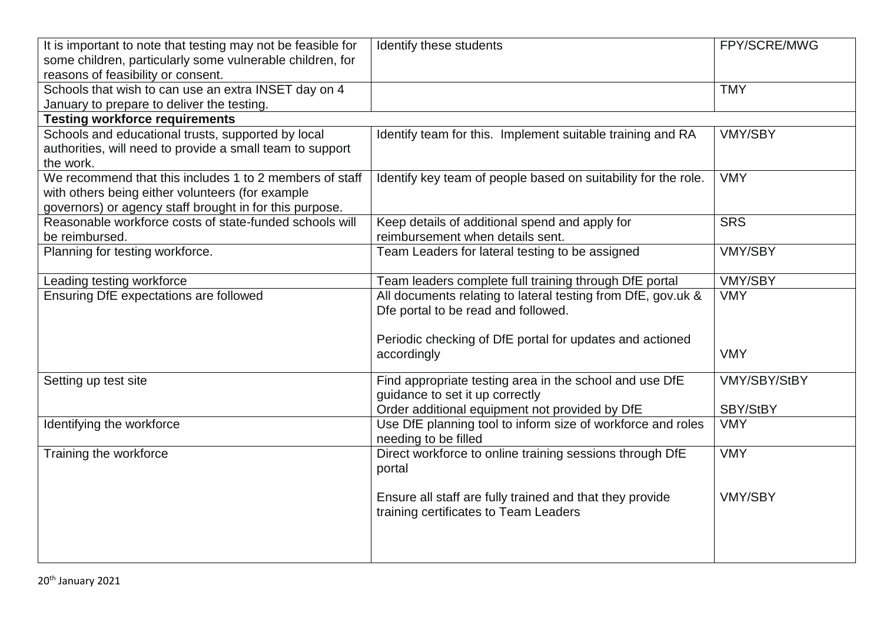| It is important to note that testing may not be feasible for some children, particularly some vulnerable children, for reasons of feasibility or consent. | Identify these students | FPY/SCRE/MWG |
| --- | --- | --- |
| Schools that wish to can use an extra INSET day on 4 January to prepare to deliver the testing. | | TMY |
| **Testing workforce requirements** | | |
| Schools and educational trusts, supported by local authorities, will need to provide a small team to support the work. | Identify team for this. Implement suitable training and RA | VMY/SBY |
| We recommend that this includes 1 to 2 members of staff with others being either volunteers (for example governors) or agency staff brought in for this purpose. | Identify key team of people based on suitability for the role. | VMY |
| Reasonable workforce costs of state-funded schools will be reimbursed. | Keep details of additional spend and apply for reimbursement when details sent. | SRS |
| Planning for testing workforce. | Team Leaders for lateral testing to be assigned | VMY/SBY |
| Leading testing workforce | Team leaders complete full training through DfE portal | VMY/SBY |
| Ensuring DfE expectations are followed | All documents relating to lateral testing from DfE, gov.uk & Dfe portal to be read and followed.<br><br>Periodic checking of DfE portal for updates and actioned accordingly | VMY<br><br>VMY |
| Setting up test site | Find appropriate testing area in the school and use DfE guidance to set it up correctly<br>Order additional equipment not provided by DfE | VMY/SBY/StBY<br><br>SBY/StBY |
| Identifying the workforce | Use DfE planning tool to inform size of workforce and roles needing to be filled | VMY |
| Training the workforce | Direct workforce to online training sessions through DfE portal<br><br>Ensure all staff are fully trained and that they provide training certificates to Team Leaders | VMY<br><br>VMY/SBY |

20th January 2021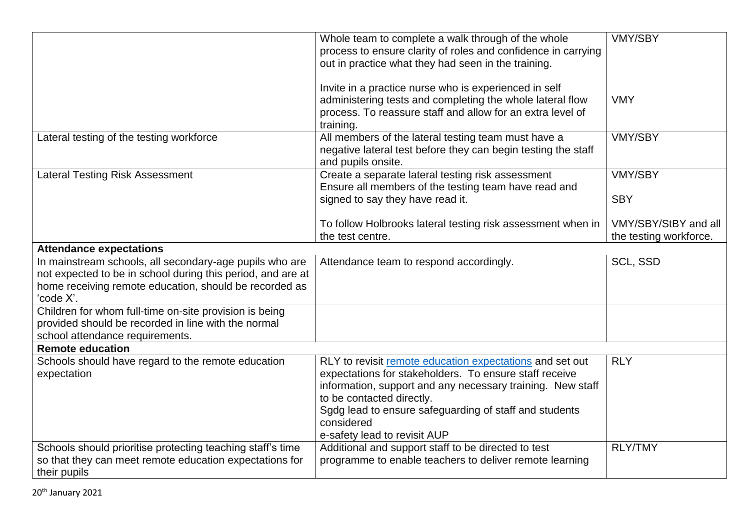| | | |
|---|---|---|
| | Whole team to complete a walk through of the whole process to ensure clarity of roles and confidence in carrying out in practice what they had seen in the training.<br><br>Invite in a practice nurse who is experienced in self administering tests and completing the whole lateral flow process. To reassure staff and allow for an extra level of training. | VMY/SBY<br><br><br><br>VMY |
| Lateral testing of the testing workforce | All members of the lateral testing team must have a negative lateral test before they can begin testing the staff and pupils onsite. | VMY/SBY |
| Lateral Testing Risk Assessment | Create a separate lateral testing risk assessment<br>Ensure all members of the testing team have read and signed to say they have read it.<br><br>To follow Holbrooks lateral testing risk assessment when in the test centre. | VMY/SBY<br><br>SBY<br><br>VMY/SBY/StBY and all the testing workforce. |
| **Attendance expectations** | | |
| In mainstream schools, all secondary-age pupils who are not expected to be in school during this period, and are at home receiving remote education, should be recorded as 'code X'. | Attendance team to respond accordingly. | SCL, SSD |
| Children for whom full-time on-site provision is being provided should be recorded in line with the normal school attendance requirements. | | |
| **Remote education** | | |
| Schools should have regard to the remote education expectation | RLY to revisit remote education expectations and set out expectations for stakeholders. To ensure staff receive information, support and any necessary training. New staff to be contacted directly.<br>Sgdg lead to ensure safeguarding of staff and students considered<br>e-safety lead to revisit AUP | RLY |
| Schools should prioritise protecting teaching staff's time so that they can meet remote education expectations for their pupils | Additional and support staff to be directed to test programme to enable teachers to deliver remote learning | RLY/TMY |

20th January 2021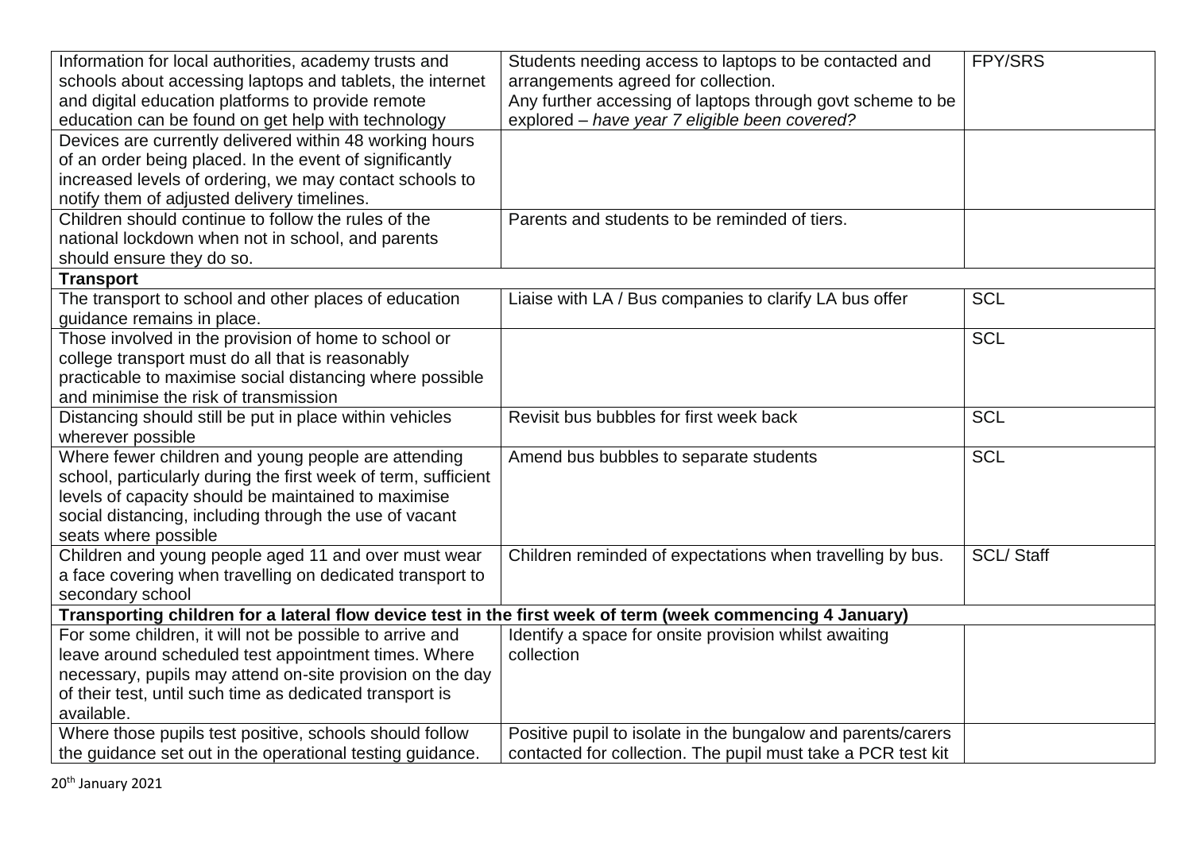| | | |
|---|---|---|
| Information for local authorities, academy trusts and schools about accessing laptops and tablets, the internet and digital education platforms to provide remote education can be found on get help with technology | Students needing access to laptops to be contacted and arrangements agreed for collection. Any further accessing of laptops through govt scheme to be explored – *have year 7 eligible been covered?* | FPY/SRS |
| Devices are currently delivered within 48 working hours of an order being placed. In the event of significantly increased levels of ordering, we may contact schools to notify them of adjusted delivery timelines. | | |
| Children should continue to follow the rules of the national lockdown when not in school, and parents should ensure they do so. | Parents and students to be reminded of tiers. | |
| **Transport** | | |
| The transport to school and other places of education guidance remains in place. | Liaise with LA / Bus companies to clarify LA bus offer | SCL |
| Those involved in the provision of home to school or college transport must do all that is reasonably practicable to maximise social distancing where possible and minimise the risk of transmission | | SCL |
| Distancing should still be put in place within vehicles wherever possible | Revisit bus bubbles for first week back | SCL |
| Where fewer children and young people are attending school, particularly during the first week of term, sufficient levels of capacity should be maintained to maximise social distancing, including through the use of vacant seats where possible | Amend bus bubbles to separate students | SCL |
| Children and young people aged 11 and over must wear a face covering when travelling on dedicated transport to secondary school | Children reminded of expectations when travelling by bus. | SCL/ Staff |
| **Transporting children for a lateral flow device test in the first week of term (week commencing 4 January)** | | |
| For some children, it will not be possible to arrive and leave around scheduled test appointment times. Where necessary, pupils may attend on-site provision on the day of their test, until such time as dedicated transport is available. | Identify a space for onsite provision whilst awaiting collection | |
| Where those pupils test positive, schools should follow the guidance set out in the operational testing guidance. | Positive pupil to isolate in the bungalow and parents/carers contacted for collection. The pupil must take a PCR test kit | |

20th January 2021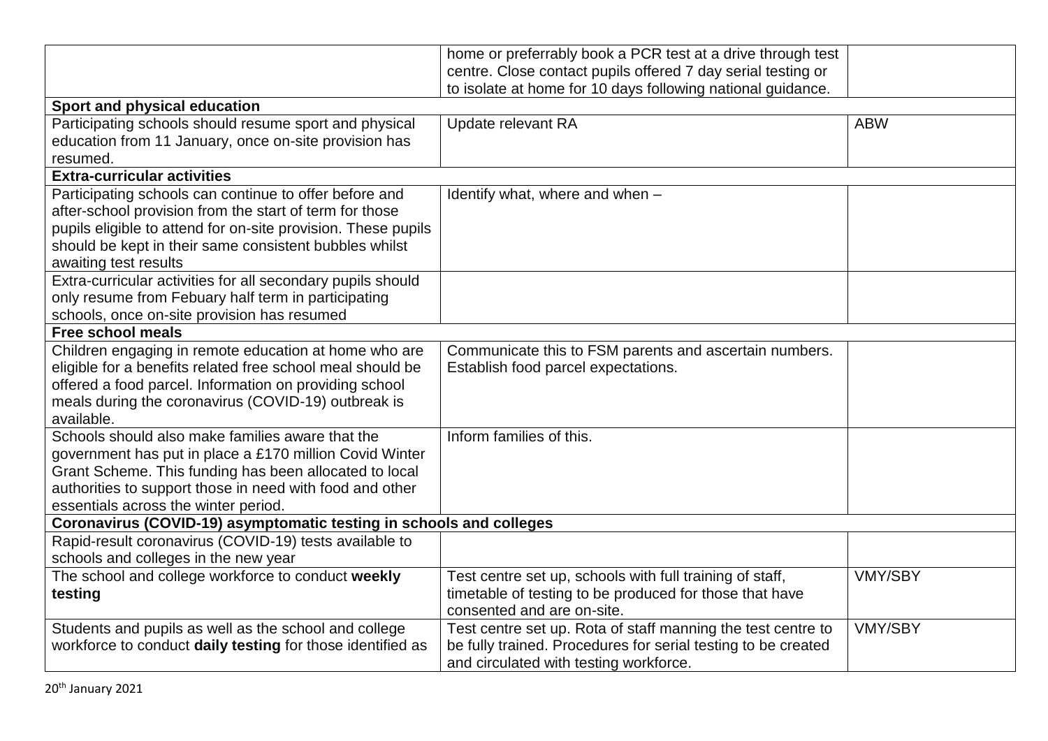| | | |
|---|---|---|
| | home or preferrably book a PCR test at a drive through test centre. Close contact pupils offered 7 day serial testing or to isolate at home for 10 days following national guidance. | |
| **Sport and physical education** | | |
| Participating schools should resume sport and physical education from 11 January, once on-site provision has resumed. | Update relevant RA | ABW |
| **Extra-curricular activities** | | |
| Participating schools can continue to offer before and after-school provision from the start of term for those pupils eligible to attend for on-site provision. These pupils should be kept in their same consistent bubbles whilst awaiting test results | Identify what, where and when – | |
| Extra-curricular activities for all secondary pupils should only resume from Febuary half term in participating schools, once on-site provision has resumed | | |
| **Free school meals** | | |
| Children engaging in remote education at home who are eligible for a benefits related free school meal should be offered a food parcel. Information on providing school meals during the coronavirus (COVID-19) outbreak is available. | Communicate this to FSM parents and ascertain numbers. Establish food parcel expectations. | |
| Schools should also make families aware that the government has put in place a £170 million Covid Winter Grant Scheme. This funding has been allocated to local authorities to support those in need with food and other essentials across the winter period. | Inform families of this. | |
| **Coronavirus (COVID-19) asymptomatic testing in schools and colleges** | | |
| Rapid-result coronavirus (COVID-19) tests available to schools and colleges in the new year | | |
| The school and college workforce to conduct **weekly testing** | Test centre set up, schools with full training of staff, timetable of testing to be produced for those that have consented and are on-site. | VMY/SBY |
| Students and pupils as well as the school and college workforce to conduct **daily testing** for those identified as | Test centre set up. Rota of staff manning the test centre to be fully trained. Procedures for serial testing to be created and circulated with testing workforce. | VMY/SBY |

20th January 2021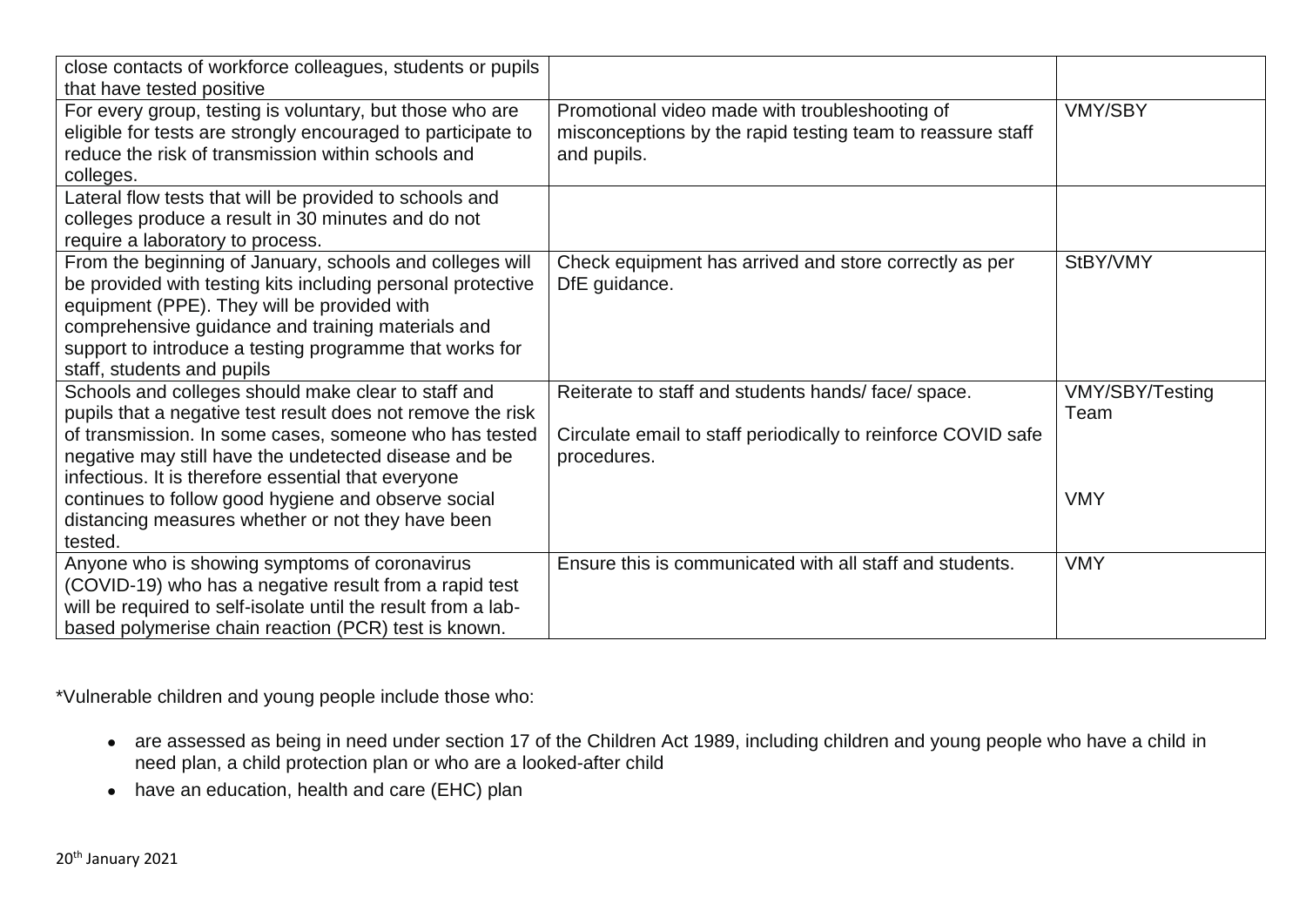| | | |
|---|---|---|
| close contacts of workforce colleagues, students or pupils that have tested positive | | |
| For every group, testing is voluntary, but those who are eligible for tests are strongly encouraged to participate to reduce the risk of transmission within schools and colleges. | Promotional video made with troubleshooting of misconceptions by the rapid testing team to reassure staff and pupils. | VMY/SBY |
| Lateral flow tests that will be provided to schools and colleges produce a result in 30 minutes and do not require a laboratory to process. | | |
| From the beginning of January, schools and colleges will be provided with testing kits including personal protective equipment (PPE). They will be provided with comprehensive guidance and training materials and support to introduce a testing programme that works for staff, students and pupils | Check equipment has arrived and store correctly as per DfE guidance. | StBY/VMY |
| Schools and colleges should make clear to staff and pupils that a negative test result does not remove the risk of transmission. In some cases, someone who has tested negative may still have the undetected disease and be infectious. It is therefore essential that everyone continues to follow good hygiene and observe social distancing measures whether or not they have been tested. | Reiterate to staff and students hands/ face/ space.<br><br>Circulate email to staff periodically to reinforce COVID safe procedures. | VMY/SBY/Testing Team<br><br>VMY |
| Anyone who is showing symptoms of coronavirus (COVID-19) who has a negative result from a rapid test will be required to self-isolate until the result from a lab-based polymerise chain reaction (PCR) test is known. | Ensure this is communicated with all staff and students. | VMY |

*Vulnerable children and young people include those who:

- are assessed as being in need under section 17 of the Children Act 1989, including children and young people who have a child in need plan, a child protection plan or who are a looked-after child
- have an education, health and care (EHC) plan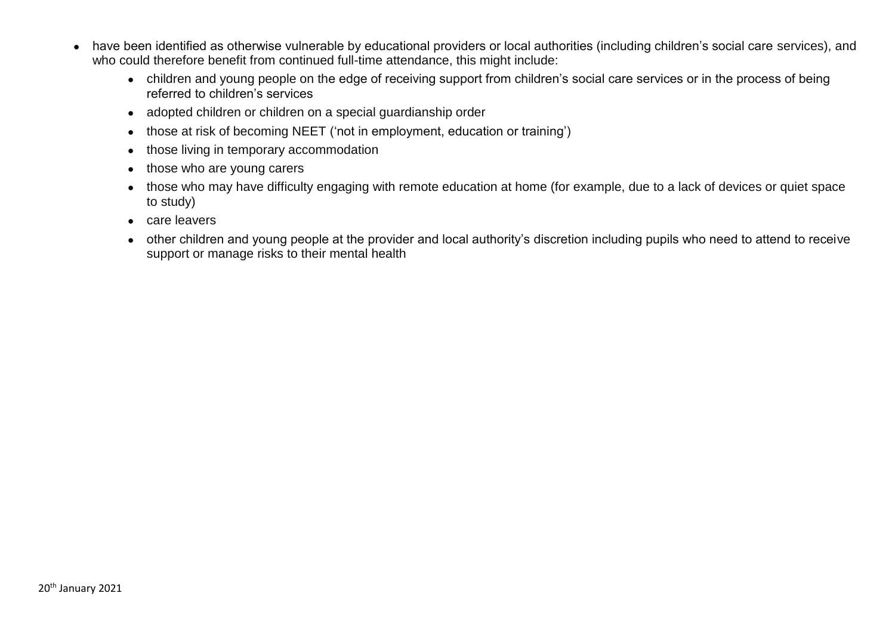- have been identified as otherwise vulnerable by educational providers or local authorities (including children's social care services), and who could therefore benefit from continued full-time attendance, this might include:
  - children and young people on the edge of receiving support from children's social care services or in the process of being referred to children's services
  - adopted children or children on a special guardianship order
  - those at risk of becoming NEET ('not in employment, education or training')
  - those living in temporary accommodation
  - those who are young carers
  - those who may have difficulty engaging with remote education at home (for example, due to a lack of devices or quiet space to study)
  - care leavers
  - other children and young people at the provider and local authority's discretion including pupils who need to attend to receive support or manage risks to their mental health